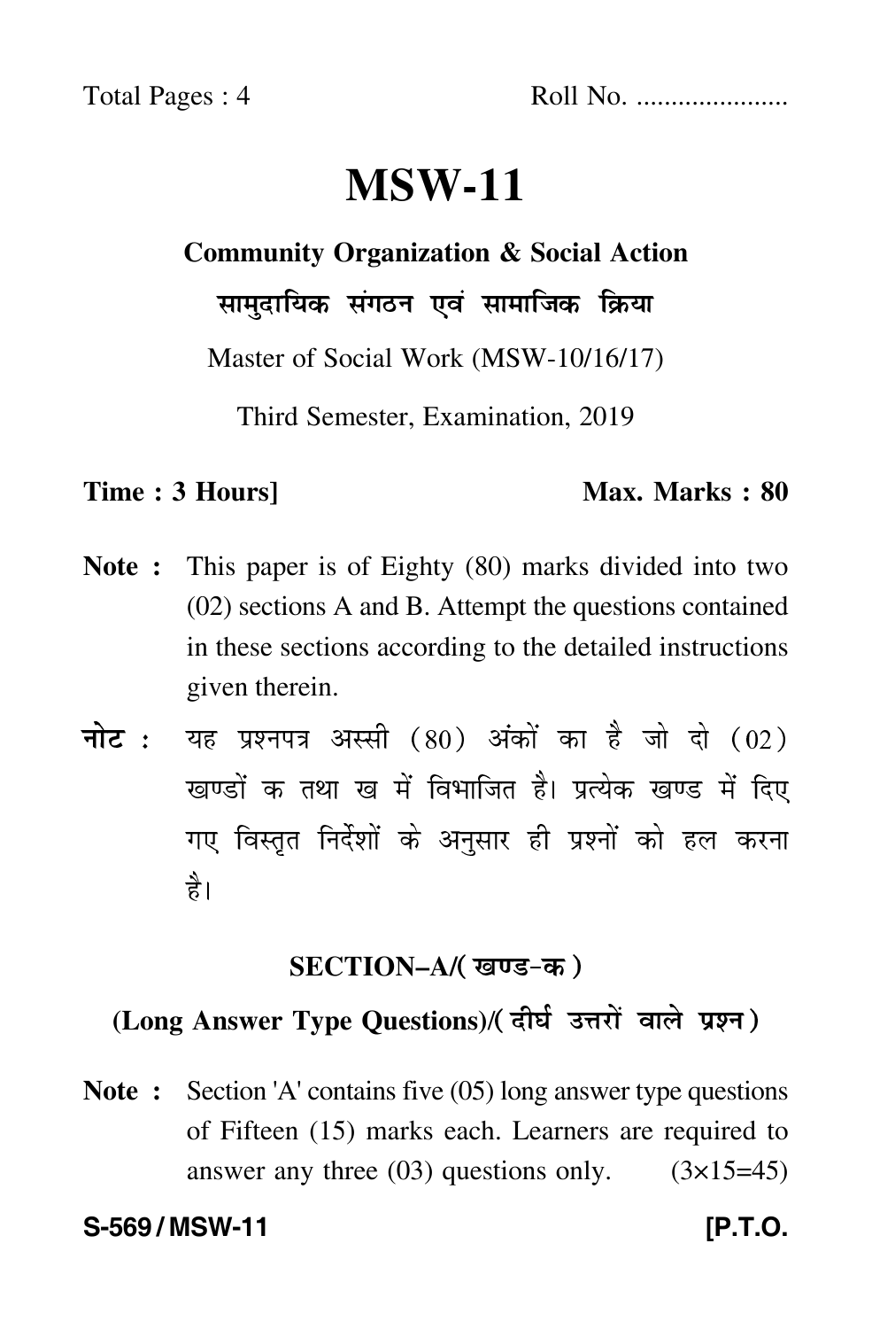Roll No. .....................

# MSW-11

## Community Organization & Social Action

## सामुदायिक संगठन एवं सामाजिक क्रिया

Master of Social Work (MSW-10/16/17)

Third Semester, Examination, 2019

**Time : 3 Hours]** **Max. Marks : 80**

**Note :** This paper is of Eighty (80) marks divided into two (02) sections A and B. Attempt the questions contained in these sections according to the detailed instructions given therein.

**नोट :** यह प्रश्नपत्र अस्सी (80) अंकों का है जो दो (02) खण्डों क तथा ख में विभाजित है। प्रत्येक खण्ड में दिए गए विस्तृत निर्देशों के अनुसार ही प्रश्नों को हल करना है।

### SECTION–A/(खण्ड-क)

### (Long Answer Type Questions)/(दीर्घ उत्तरों वाले प्रश्न)

**Note :** Section 'A' contains five (05) long answer type questions of Fifteen (15) marks each. Learners are required to answer any three (03) questions only. (3×15=45)

**S-569 / MSW-11** **[P.T.O.**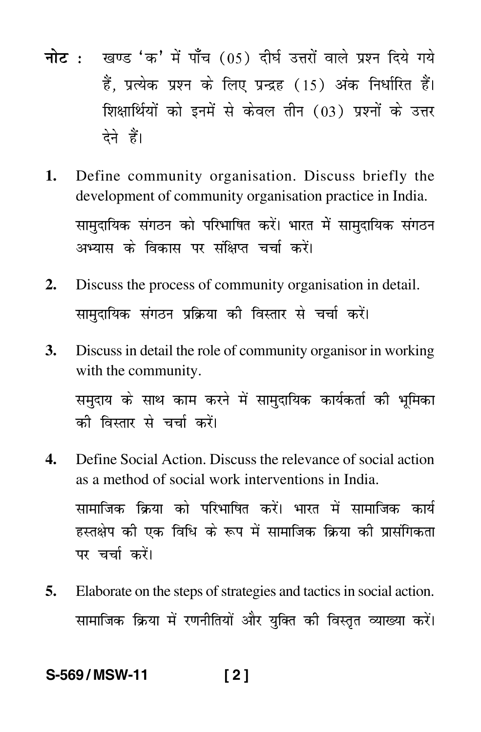**नोट :** खण्ड 'क' में पाँच (05) दीर्घ उत्तरों वाले प्रश्न दिये गये हैं, प्रत्येक प्रश्न के लिए प्रन्द्रह (15) अंक निर्धारित हैं। शिक्षार्थियों को इनमें से केवल तीन (03) प्रश्नों के उत्तर देने हैं।

1. Define community organisation. Discuss briefly the development of community organisation practice in India.

   सामुदायिक संगठन को परिभाषित करें। भारत में सामुदायिक संगठन अभ्यास के विकास पर संक्षिप्त चर्चा करें।

2. Discuss the process of community organisation in detail.

   सामुदायिक संगठन प्रक्रिया की विस्तार से चर्चा करें।

3. Discuss in detail the role of community organisor in working with the community.

   समुदाय के साथ काम करने में सामुदायिक कार्यकर्ता की भूमिका की विस्तार से चर्चा करें।

4. Define Social Action. Discuss the relevance of social action as a method of social work interventions in India.

   सामाजिक क्रिया को परिभाषित करें। भारत में सामाजिक कार्य हस्तक्षेप की एक विधि के रूप में सामाजिक क्रिया की प्रासंगिकता पर चर्चा करें।

5. Elaborate on the steps of strategies and tactics in social action.

   सामाजिक क्रिया में रणनीतियों और युक्ति की विस्तृत व्याख्या करें।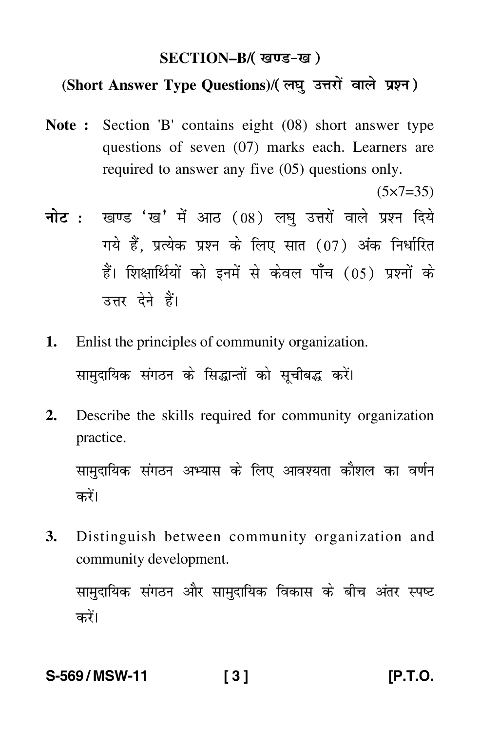## SECTION–B/( खण्ड–ख )

### (Short Answer Type Questions)/( लघु उत्तरों वाले प्रश्न )

**Note :** Section 'B' contains eight (08) short answer type questions of seven (07) marks each. Learners are required to answer any five (05) questions only.

(5×7=35)

**नोट :** खण्ड 'ख' में आठ (08) लघु उत्तरों वाले प्रश्न दिये गये हैं, प्रत्येक प्रश्न के लिए सात (07) अंक निर्धारित हैं। शिक्षार्थियों को इनमें से केवल पाँच (05) प्रश्नों के उत्तर देने हैं।

**1.** Enlist the principles of community organization.

सामुदायिक संगठन के सिद्धान्तों को सूचीबद्ध करें।

**2.** Describe the skills required for community organization practice.

सामुदायिक संगठन अभ्यास के लिए आवश्यता कौशल का वर्णन करें।

**3.** Distinguish between community organization and community development.

सामुदायिक संगठन और सामुदायिक विकास के बीच अंतर स्पष्ट करें।

S-569 / MSW-11 [P.T.O.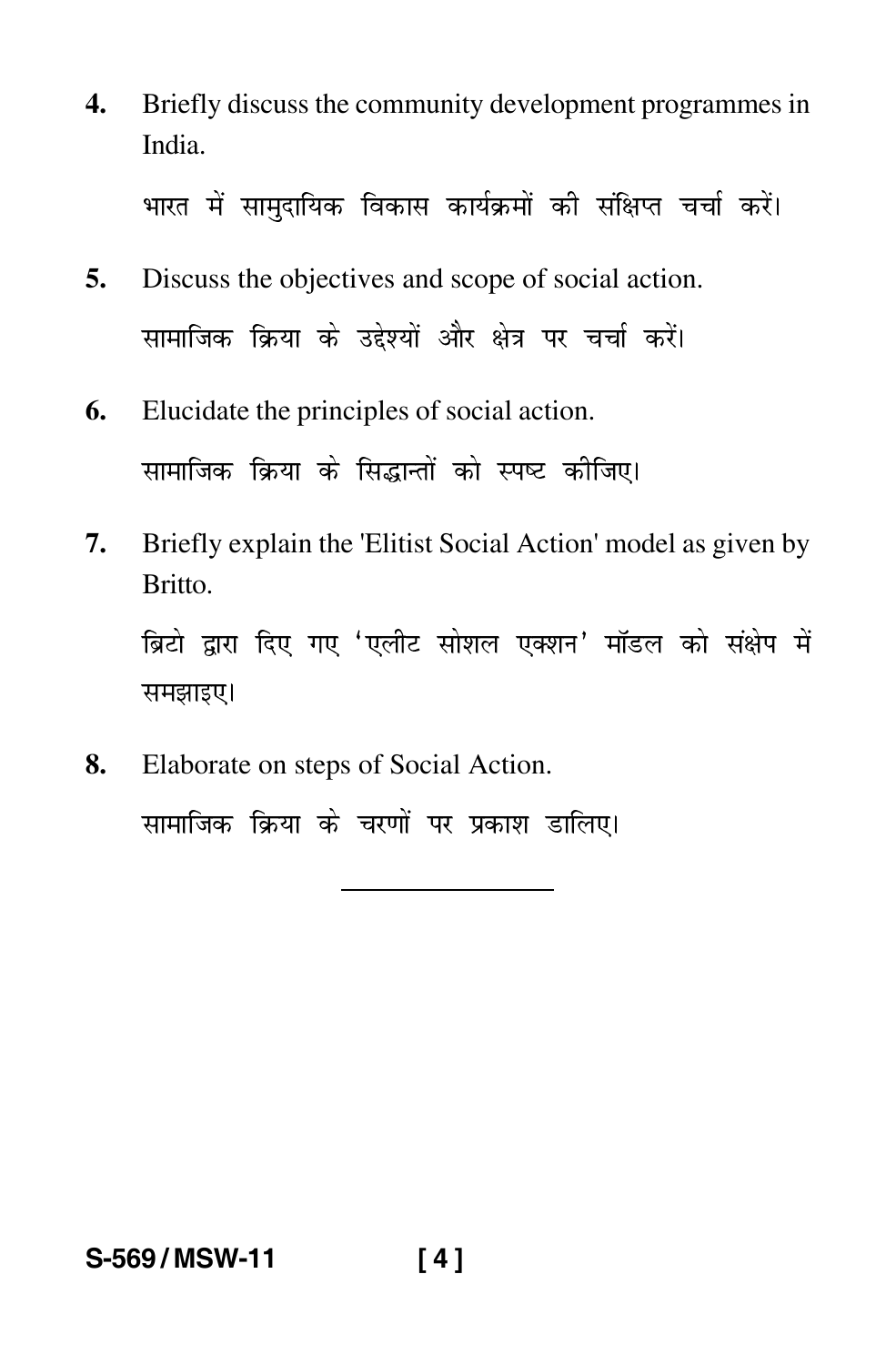4. Briefly discuss the community development programmes in India.

   भारत में सामुदायिक विकास कार्यक्रमों की संक्षिप्त चर्चा करें।

5. Discuss the objectives and scope of social action.

   सामाजिक क्रिया के उद्देश्यों और क्षेत्र पर चर्चा करें।

6. Elucidate the principles of social action.

   सामाजिक क्रिया के सिद्धान्तों को स्पष्ट कीजिए।

7. Briefly explain the 'Elitist Social Action' model as given by Britto.

   ब्रिटो द्वारा दिए गए 'एलीट सोशल एक्शन' मॉडल को संक्षेप में समझाइए।

8. Elaborate on steps of Social Action.

   सामाजिक क्रिया के चरणों पर प्रकाश डालिए।

---